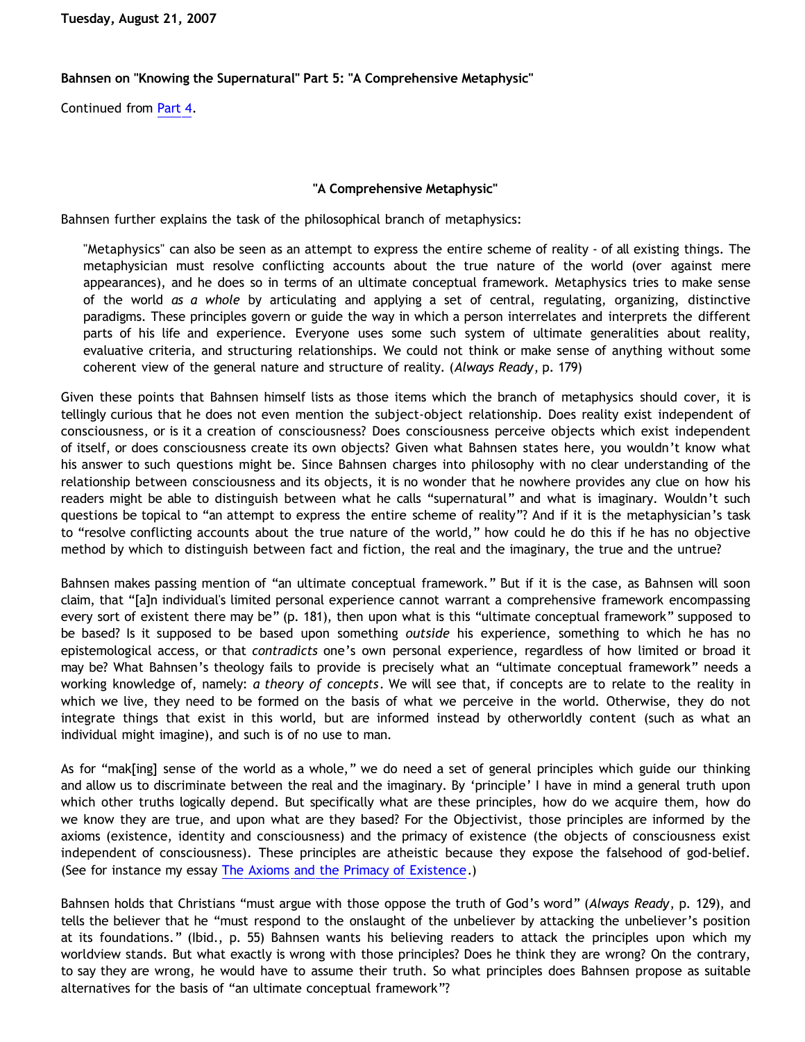Tuesday, August 21, 2007

**Bahnsen on "Knowing the Supernatural" Part 5: "A Comprehensive Metaphysic"**

Continued from Part 4.

### "A Comprehensive Metaphysic"

Bahnsen further explains the task of the philosophical branch of metaphysics:

> "Metaphysics" can also be seen as an attempt to express the entire scheme of reality - of all existing things. The metaphysician must resolve conflicting accounts about the true nature of the world (over against mere appearances), and he does so in terms of an ultimate conceptual framework. Metaphysics tries to make sense of the world *as a whole* by articulating and applying a set of central, regulating, organizing, distinctive paradigms. These principles govern or guide the way in which a person interrelates and interprets the different parts of his life and experience. Everyone uses some such system of ultimate generalities about reality, evaluative criteria, and structuring relationships. We could not think or make sense of anything without some coherent view of the general nature and structure of reality. (*Always Ready*, p. 179)

Given these points that Bahnsen himself lists as those items which the branch of metaphysics should cover, it is tellingly curious that he does not even mention the subject-object relationship. Does reality exist independent of consciousness, or is it a creation of consciousness? Does consciousness perceive objects which exist independent of itself, or does consciousness create its own objects? Given what Bahnsen states here, you wouldn't know what his answer to such questions might be. Since Bahnsen charges into philosophy with no clear understanding of the relationship between consciousness and its objects, it is no wonder that he nowhere provides any clue on how his readers might be able to distinguish between what he calls "supernatural" and what is imaginary. Wouldn't such questions be topical to "an attempt to express the entire scheme of reality"? And if it is the metaphysician's task to "resolve conflicting accounts about the true nature of the world," how could he do this if he has no objective method by which to distinguish between fact and fiction, the real and the imaginary, the true and the untrue?

Bahnsen makes passing mention of "an ultimate conceptual framework." But if it is the case, as Bahnsen will soon claim, that "[a]n individual's limited personal experience cannot warrant a comprehensive framework encompassing every sort of existent there may be" (p. 181), then upon what is this "ultimate conceptual framework" supposed to be based? Is it supposed to be based upon something *outside* his experience, something to which he has no epistemological access, or that *contradicts* one's own personal experience, regardless of how limited or broad it may be? What Bahnsen's theology fails to provide is precisely what an "ultimate conceptual framework" needs a working knowledge of, namely: *a theory of concepts*. We will see that, if concepts are to relate to the reality in which we live, they need to be formed on the basis of what we perceive in the world. Otherwise, they do not integrate things that exist in this world, but are informed instead by otherworldly content (such as what an individual might imagine), and such is of no use to man.

As for "mak[ing] sense of the world as a whole," we do need a set of general principles which guide our thinking and allow us to discriminate between the real and the imaginary. By 'principle' I have in mind a general truth upon which other truths logically depend. But specifically what are these principles, how do we acquire them, how do we know they are true, and upon what are they based? For the Objectivist, those principles are informed by the axioms (existence, identity and consciousness) and the primacy of existence (the objects of consciousness exist independent of consciousness). These principles are atheistic because they expose the falsehood of god-belief. (See for instance my essay The Axioms and the Primacy of Existence.)

Bahnsen holds that Christians "must argue with those oppose the truth of God's word" (*Always Ready*, p. 129), and tells the believer that he "must respond to the onslaught of the unbeliever by attacking the unbeliever's position at its foundations." (Ibid., p. 55) Bahnsen wants his believing readers to attack the principles upon which my worldview stands. But what exactly is wrong with those principles? Does he think they are wrong? On the contrary, to say they are wrong, he would have to assume their truth. So what principles does Bahnsen propose as suitable alternatives for the basis of "an ultimate conceptual framework"?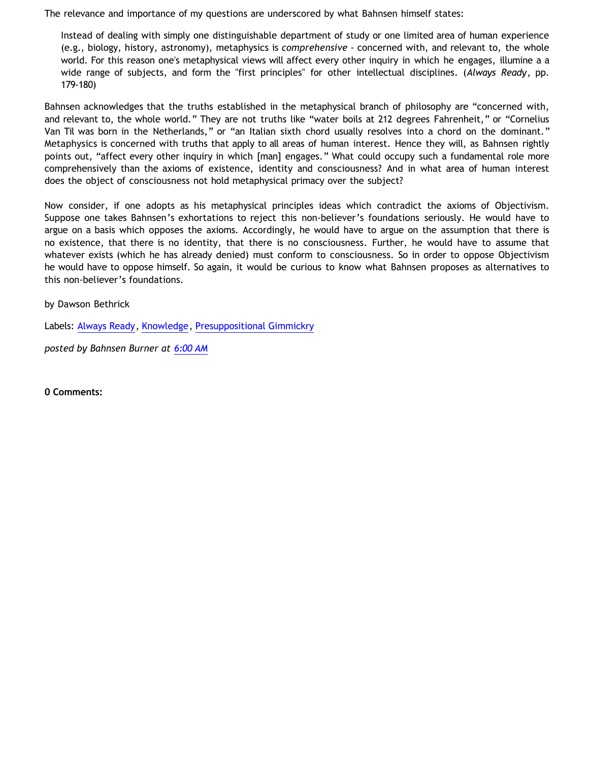The relevance and importance of my questions are underscored by what Bahnsen himself states:

> Instead of dealing with simply one distinguishable department of study or one limited area of human experience (e.g., biology, history, astronomy), metaphysics is *comprehensive* - concerned with, and relevant to, the whole world. For this reason one's metaphysical views will affect every other inquiry in which he engages, illumine a a wide range of subjects, and form the "first principles" for other intellectual disciplines. (*Always Ready*, pp. 179-180)

Bahnsen acknowledges that the truths established in the metaphysical branch of philosophy are "concerned with, and relevant to, the whole world." They are not truths like "water boils at 212 degrees Fahrenheit," or "Cornelius Van Til was born in the Netherlands," or "an Italian sixth chord usually resolves into a chord on the dominant." Metaphysics is concerned with truths that apply to all areas of human interest. Hence they will, as Bahnsen rightly points out, "affect every other inquiry in which [man] engages." What could occupy such a fundamental role more comprehensively than the axioms of existence, identity and consciousness? And in what area of human interest does the object of consciousness not hold metaphysical primacy over the subject?

Now consider, if one adopts as his metaphysical principles ideas which contradict the axioms of Objectivism. Suppose one takes Bahnsen's exhortations to reject this non-believer's foundations seriously. He would have to argue on a basis which opposes the axioms. Accordingly, he would have to argue on the assumption that there is no existence, that there is no identity, that there is no consciousness. Further, he would have to assume that whatever exists (which he has already denied) must conform to consciousness. So in order to oppose Objectivism he would have to oppose himself. So again, it would be curious to know what Bahnsen proposes as alternatives to this non-believer's foundations.

by Dawson Bethrick

Labels: Always Ready, Knowledge, Presuppositional Gimmickry

*posted by Bahnsen Burner at 6:00 AM*

**0 Comments:**